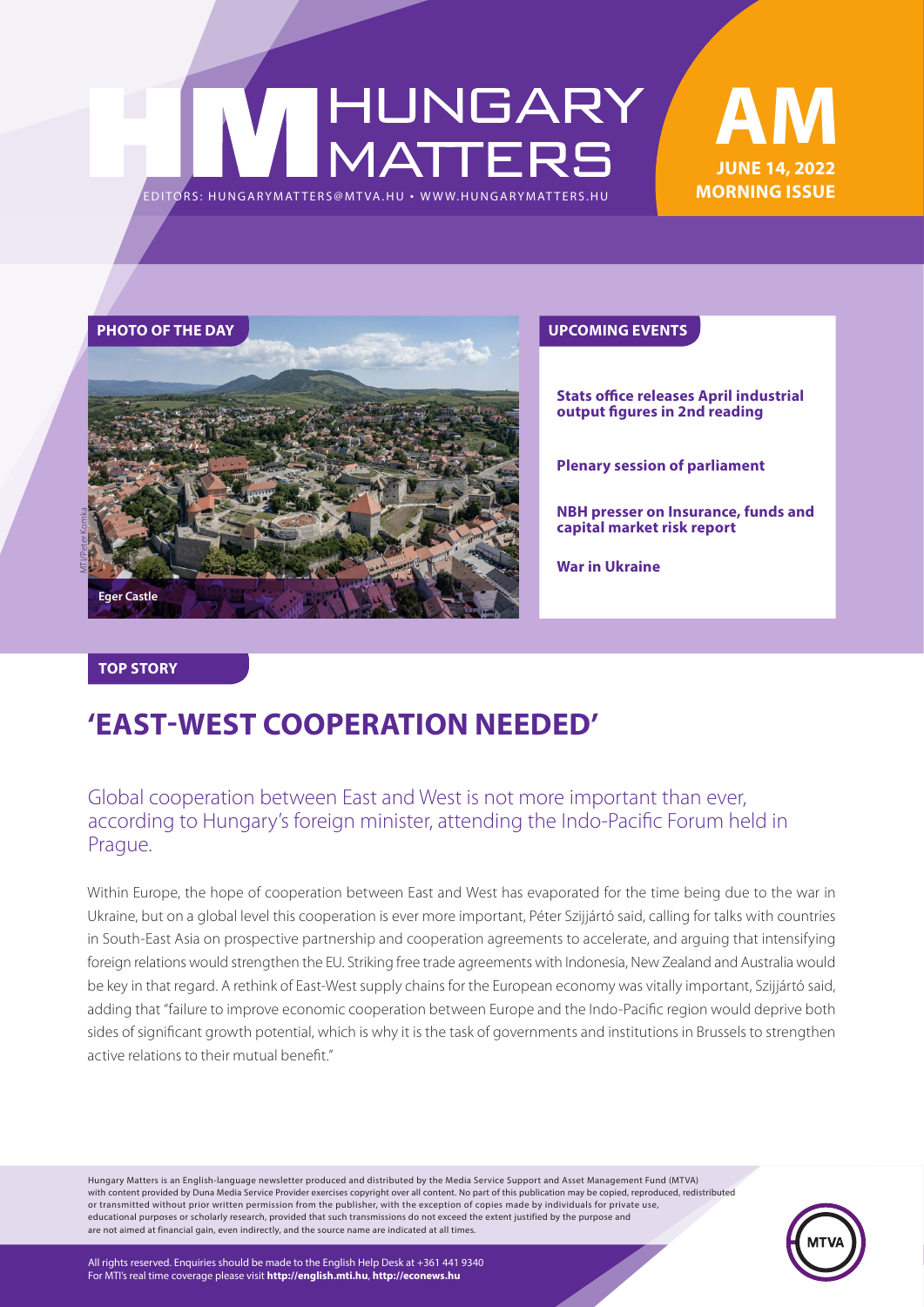# HUNGARY MATTERS

EDITORS: HUNGARYMATTERS@MTVA.HU • WWW.HUNGARYMATTERS.HU

**AM**
**JUNE 14, 2022**
**MORNING ISSUE**

**PHOTO OF THE DAY**

MTI/Péter Komka

Eger Castle

**UPCOMING EVENTS**

**Stats office releases April industrial output figures in 2nd reading**

**Plenary session of parliament**

**NBH presser on Insurance, funds and capital market risk report**

**War in Ukraine**

**TOP STORY**

## 'EAST-WEST COOPERATION NEEDED'

Global cooperation between East and West is not more important than ever, according to Hungary's foreign minister, attending the Indo-Pacific Forum held in Prague.

Within Europe, the hope of cooperation between East and West has evaporated for the time being due to the war in Ukraine, but on a global level this cooperation is ever more important, Péter Szijjártó said, calling for talks with countries in South-East Asia on prospective partnership and cooperation agreements to accelerate, and arguing that intensifying foreign relations would strengthen the EU. Striking free trade agreements with Indonesia, New Zealand and Australia would be key in that regard. A rethink of East-West supply chains for the European economy was vitally important, Szijjártó said, adding that "failure to improve economic cooperation between Europe and the Indo-Pacific region would deprive both sides of significant growth potential, which is why it is the task of governments and institutions in Brussels to strengthen active relations to their mutual benefit."

Hungary Matters is an English-language newsletter produced and distributed by the Media Service Support and Asset Management Fund (MTVA) with content provided by Duna Media Service Provider exercises copyright over all content. No part of this publication may be copied, reproduced, redistributed or transmitted without prior written permission from the publisher, with the exception of copies made by individuals for private use, educational purposes or scholarly research, provided that such transmissions do not exceed the extent justified by the purpose and are not aimed at financial gain, even indirectly, and the source name are indicated at all times.

All rights reserved. Enquiries should be made to the English Help Desk at +361 441 9340
For MTI's real time coverage please visit **http://english.mti.hu**, **http://econews.hu**

MTVA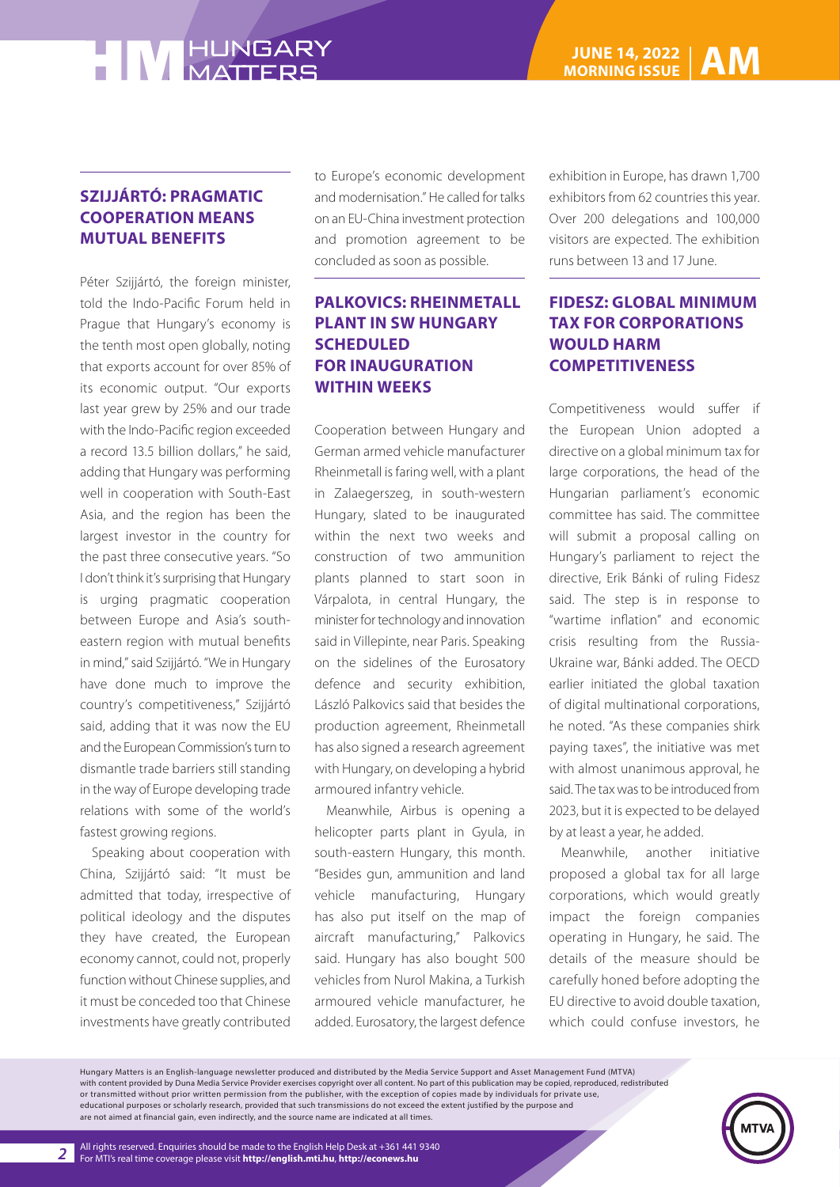## SZIJJÁRTÓ: PRAGMATIC COOPERATION MEANS MUTUAL BENEFITS

Péter Szijjártó, the foreign minister, told the Indo-Pacific Forum held in Prague that Hungary's economy is the tenth most open globally, noting that exports account for over 85% of its economic output. "Our exports last year grew by 25% and our trade with the Indo-Pacific region exceeded a record 13.5 billion dollars," he said, adding that Hungary was performing well in cooperation with South-East Asia, and the region has been the largest investor in the country for the past three consecutive years. "So I don't think it's surprising that Hungary is urging pragmatic cooperation between Europe and Asia's south-eastern region with mutual benefits in mind," said Szijjártó. "We in Hungary have done much to improve the country's competitiveness," Szijjártó said, adding that it was now the EU and the European Commission's turn to dismantle trade barriers still standing in the way of Europe developing trade relations with some of the world's fastest growing regions.

Speaking about cooperation with China, Szijjártó said: "It must be admitted that today, irrespective of political ideology and the disputes they have created, the European economy cannot, could not, properly function without Chinese supplies, and it must be conceded too that Chinese investments have greatly contributed to Europe's economic development and modernisation." He called for talks on an EU-China investment protection and promotion agreement to be concluded as soon as possible.

## PALKOVICS: RHEINMETALL PLANT IN SW HUNGARY SCHEDULED FOR INAUGURATION WITHIN WEEKS

Cooperation between Hungary and German armed vehicle manufacturer Rheinmetall is faring well, with a plant in Zalaegerszeg, in south-western Hungary, slated to be inaugurated within the next two weeks and construction of two ammunition plants planned to start soon in Várpalota, in central Hungary, the minister for technology and innovation said in Villepinte, near Paris. Speaking on the sidelines of the Eurosatory defence and security exhibition, László Palkovics said that besides the production agreement, Rheinmetall has also signed a research agreement with Hungary, on developing a hybrid armoured infantry vehicle.

Meanwhile, Airbus is opening a helicopter parts plant in Gyula, in south-eastern Hungary, this month. "Besides gun, ammunition and land vehicle manufacturing, Hungary has also put itself on the map of aircraft manufacturing," Palkovics said. Hungary has also bought 500 vehicles from Nurol Makina, a Turkish armoured vehicle manufacturer, he added. Eurosatory, the largest defence exhibition in Europe, has drawn 1,700 exhibitors from 62 countries this year. Over 200 delegations and 100,000 visitors are expected. The exhibition runs between 13 and 17 June.

## FIDESZ: GLOBAL MINIMUM TAX FOR CORPORATIONS WOULD HARM COMPETITIVENESS

Competitiveness would suffer if the European Union adopted a directive on a global minimum tax for large corporations, the head of the Hungarian parliament's economic committee has said. The committee will submit a proposal calling on Hungary's parliament to reject the directive, Erik Bánki of ruling Fidesz said. The step is in response to "wartime inflation" and economic crisis resulting from the Russia-Ukraine war, Bánki added. The OECD earlier initiated the global taxation of digital multinational corporations, he noted. "As these companies shirk paying taxes", the initiative was met with almost unanimous approval, he said. The tax was to be introduced from 2023, but it is expected to be delayed by at least a year, he added.

Meanwhile, another initiative proposed a global tax for all large corporations, which would greatly impact the foreign companies operating in Hungary, he said. The details of the measure should be carefully honed before adopting the EU directive to avoid double taxation, which could confuse investors, he

Hungary Matters is an English-language newsletter produced and distributed by the Media Service Support and Asset Management Fund (MTVA) with content provided by Duna Media Service Provider exercises copyright over all content. No part of this publication may be copied, reproduced, redistributed or transmitted without prior written permission from the publisher, with the exception of copies made by individuals for private use, educational purposes or scholarly research, provided that such transmissions do not exceed the extent justified by the purpose and are not aimed at financial gain, even indirectly, and the source name are indicated at all times.

All rights reserved. Enquiries should be made to the English Help Desk at +361 441 9340
For MTI's real time coverage please visit **http://english.mti.hu**, **http://econews.hu**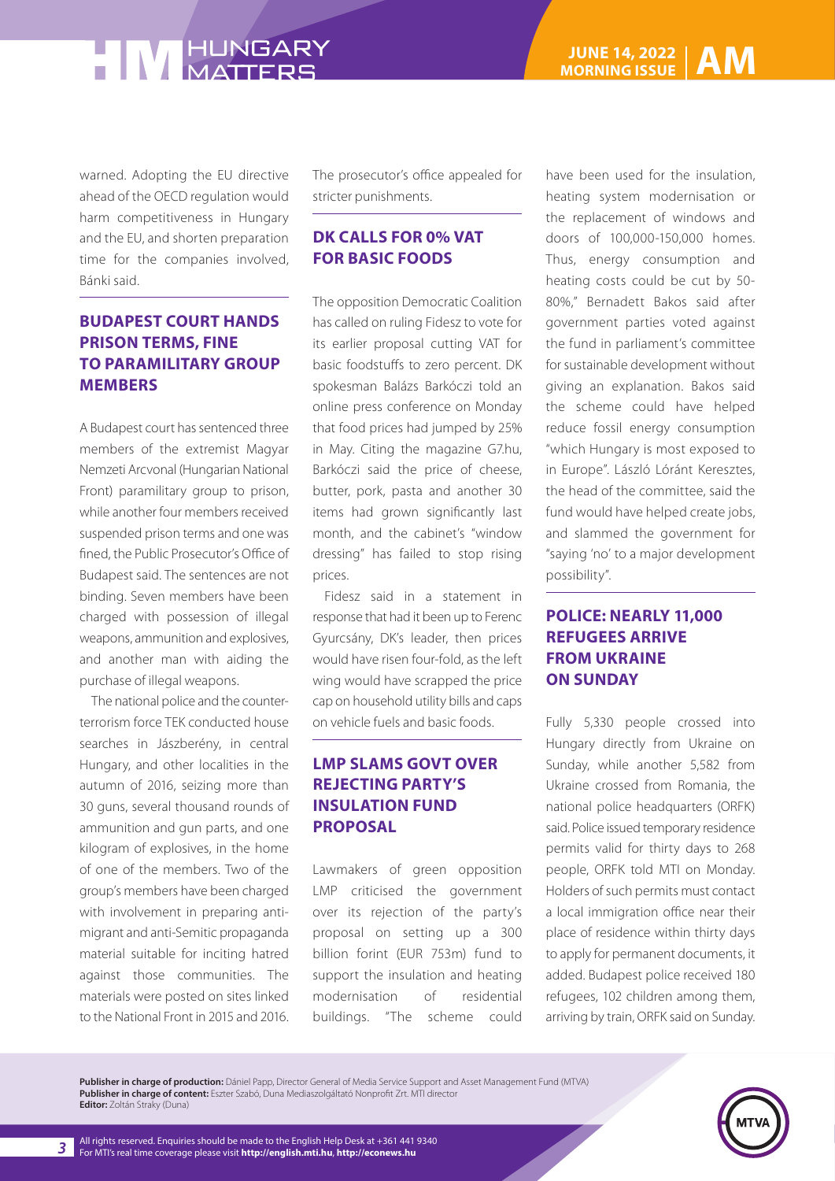warned. Adopting the EU directive ahead of the OECD regulation would harm competitiveness in Hungary and the EU, and shorten preparation time for the companies involved, Bánki said.

## BUDAPEST COURT HANDS PRISON TERMS, FINE TO PARAMILITARY GROUP MEMBERS

A Budapest court has sentenced three members of the extremist Magyar Nemzeti Arcvonal (Hungarian National Front) paramilitary group to prison, while another four members received suspended prison terms and one was fined, the Public Prosecutor's Office of Budapest said. The sentences are not binding. Seven members have been charged with possession of illegal weapons, ammunition and explosives, and another man with aiding the purchase of illegal weapons.

The national police and the counter-terrorism force TEK conducted house searches in Jászberény, in central Hungary, and other localities in the autumn of 2016, seizing more than 30 guns, several thousand rounds of ammunition and gun parts, and one kilogram of explosives, in the home of one of the members. Two of the group's members have been charged with involvement in preparing anti-migrant and anti-Semitic propaganda material suitable for inciting hatred against those communities. The materials were posted on sites linked to the National Front in 2015 and 2016. The prosecutor's office appealed for stricter punishments.

## DK CALLS FOR 0% VAT FOR BASIC FOODS

The opposition Democratic Coalition has called on ruling Fidesz to vote for its earlier proposal cutting VAT for basic foodstuffs to zero percent. DK spokesman Balázs Barkóczi told an online press conference on Monday that food prices had jumped by 25% in May. Citing the magazine G7.hu, Barkóczi said the price of cheese, butter, pork, pasta and another 30 items had grown significantly last month, and the cabinet's "window dressing" has failed to stop rising prices.

Fidesz said in a statement in response that had it been up to Ferenc Gyurcsány, DK's leader, then prices would have risen four-fold, as the left wing would have scrapped the price cap on household utility bills and caps on vehicle fuels and basic foods.

## LMP SLAMS GOVT OVER REJECTING PARTY'S INSULATION FUND PROPOSAL

Lawmakers of green opposition LMP criticised the government over its rejection of the party's proposal on setting up a 300 billion forint (EUR 753m) fund to support the insulation and heating modernisation of residential buildings. "The scheme could have been used for the insulation, heating system modernisation or the replacement of windows and doors of 100,000-150,000 homes. Thus, energy consumption and heating costs could be cut by 50-80%," Bernadett Bakos said after government parties voted against the fund in parliament's committee for sustainable development without giving an explanation. Bakos said the scheme could have helped reduce fossil energy consumption "which Hungary is most exposed to in Europe". László Lóránt Keresztes, the head of the committee, said the fund would have helped create jobs, and slammed the government for "saying 'no' to a major development possibility".

## POLICE: NEARLY 11,000 REFUGEES ARRIVE FROM UKRAINE ON SUNDAY

Fully 5,330 people crossed into Hungary directly from Ukraine on Sunday, while another 5,582 from Ukraine crossed from Romania, the national police headquarters (ORFK) said. Police issued temporary residence permits valid for thirty days to 268 people, ORFK told MTI on Monday. Holders of such permits must contact a local immigration office near their place of residence within thirty days to apply for permanent documents, it added. Budapest police received 180 refugees, 102 children among them, arriving by train, ORFK said on Sunday.

**Publisher in charge of production:** Dániel Papp, Director General of Media Service Support and Asset Management Fund (MTVA)
**Publisher in charge of content:** Eszter Szabó, Duna Médiaszolgáltató Nonprofit Zrt. MTI director
**Editor:** Zoltán Straky (Duna)

All rights reserved. Enquiries should be made to the English Help Desk at +361 441 9340
For MTI's real time coverage please visit **http://english.mti.hu**, **http://econews.hu**